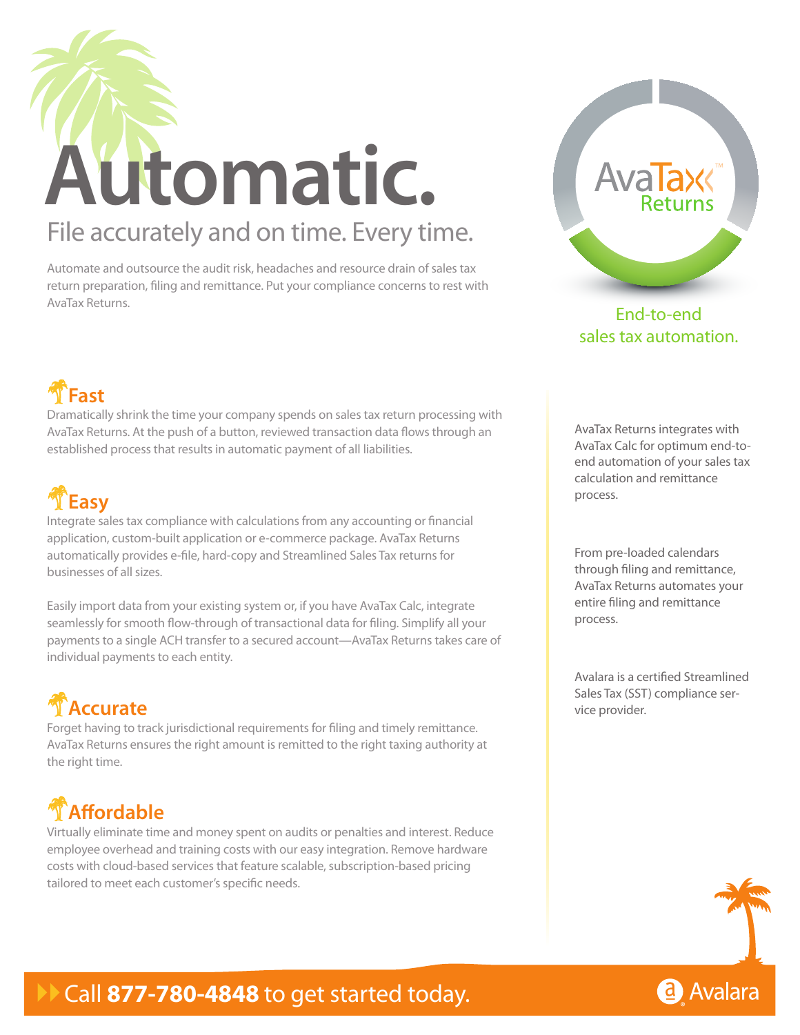# Automatic.

## File accurately and on time. Every time.

Automate and outsource the audit risk, headaches and resource drain of sales tax return preparation, filing and remittance. Put your compliance concerns to rest with AvaTax Returns.

AvaTax™ Returns

End-to-end sales tax automation.

### Fast

Dramatically shrink the time your company spends on sales tax return processing with AvaTax Returns. At the push of a button, reviewed transaction data flows through an established process that results in automatic payment of all liabilities.

### Easy

Integrate sales tax compliance with calculations from any accounting or financial application, custom-built application or e-commerce package. AvaTax Returns automatically provides e-file, hard-copy and Streamlined Sales Tax returns for businesses of all sizes.

Easily import data from your existing system or, if you have AvaTax Calc, integrate seamlessly for smooth flow-through of transactional data for filing. Simplify all your payments to a single ACH transfer to a secured account—AvaTax Returns takes care of individual payments to each entity.

### Accurate

Forget having to track jurisdictional requirements for filing and timely remittance. AvaTax Returns ensures the right amount is remitted to the right taxing authority at the right time.

### Affordable

Virtually eliminate time and money spent on audits or penalties and interest. Reduce employee overhead and training costs with our easy integration. Remove hardware costs with cloud-based services that feature scalable, subscription-based pricing tailored to meet each customer's specific needs.

AvaTax Returns integrates with AvaTax Calc for optimum end-to-end automation of your sales tax calculation and remittance process.

From pre-loaded calendars through filing and remittance, AvaTax Returns automates your entire filing and remittance process.

Avalara is a certified Streamlined Sales Tax (SST) compliance service provider.

Call **877-780-4848** to get started today.

Avalara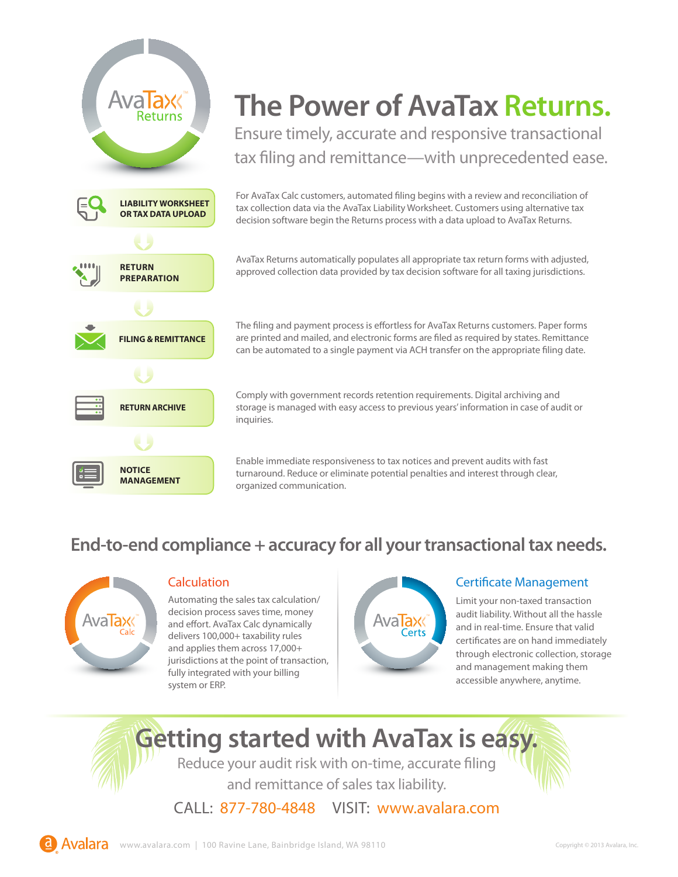AvaTax™ Returns

# The Power of AvaTax Returns.

Ensure timely, accurate and responsive transactional tax filing and remittance—with unprecedented ease.

**LIABILITY WORKSHEET OR TAX DATA UPLOAD**

For AvaTax Calc customers, automated filing begins with a review and reconciliation of tax collection data via the AvaTax Liability Worksheet. Customers using alternative tax decision software begin the Returns process with a data upload to AvaTax Returns.

**RETURN PREPARATION**

AvaTax Returns automatically populates all appropriate tax return forms with adjusted, approved collection data provided by tax decision software for all taxing jurisdictions.

**FILING & REMITTANCE**

The filing and payment process is effortless for AvaTax Returns customers. Paper forms are printed and mailed, and electronic forms are filed as required by states. Remittance can be automated to a single payment via ACH transfer on the appropriate filing date.

**RETURN ARCHIVE**

Comply with government records retention requirements. Digital archiving and storage is managed with easy access to previous years' information in case of audit or inquiries.

**NOTICE MANAGEMENT**

Enable immediate responsiveness to tax notices and prevent audits with fast turnaround. Reduce or eliminate potential penalties and interest through clear, organized communication.

## End-to-end compliance + accuracy for all your transactional tax needs.

AvaTax™ Calc

### Calculation

Automating the sales tax calculation/decision process saves time, money and effort. AvaTax Calc dynamically delivers 100,000+ taxability rules and applies them across 17,000+ jurisdictions at the point of transaction, fully integrated with your billing system or ERP.

AvaTax™ Certs

### Certificate Management

Limit your non-taxed transaction audit liability. Without all the hassle and in real-time. Ensure that valid certificates are on hand immediately through electronic collection, storage and management making them accessible anywhere, anytime.

## Getting started with AvaTax is easy.

Reduce your audit risk with on-time, accurate filing and remittance of sales tax liability.

CALL: 877-780-4848 VISIT: www.avalara.com

Avalara www.avalara.com | 100 Ravine Lane, Bainbridge Island, WA 98110

Copyright © 2013 Avalara, Inc.